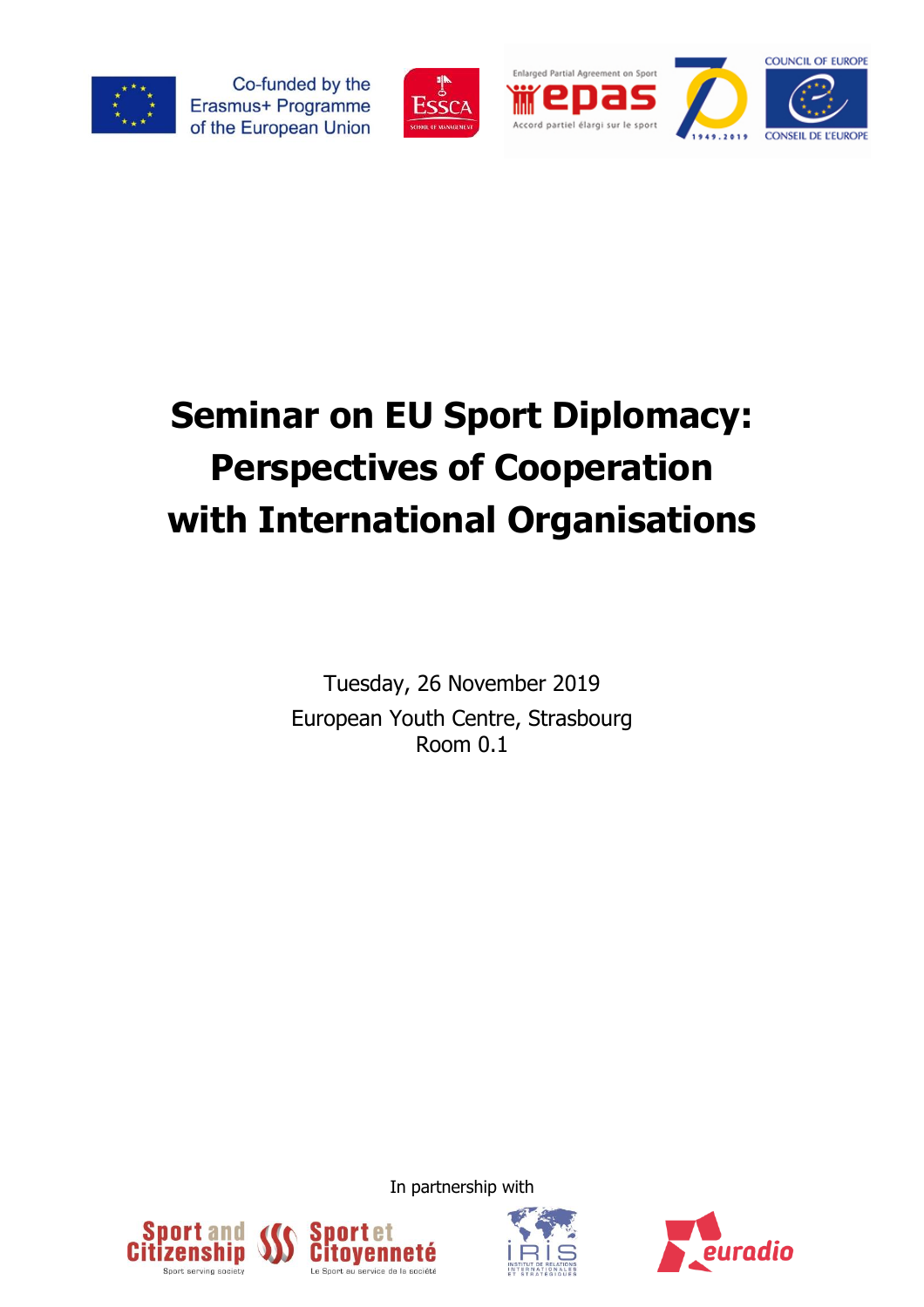Co-funded by the Erasmus+ Programme of the European Union

# Seminar on EU Sport Diplomacy: Perspectives of Cooperation with International Organisations

Tuesday, 26 November 2019

European Youth Centre, Strasbourg

Room 0.1

In partnership with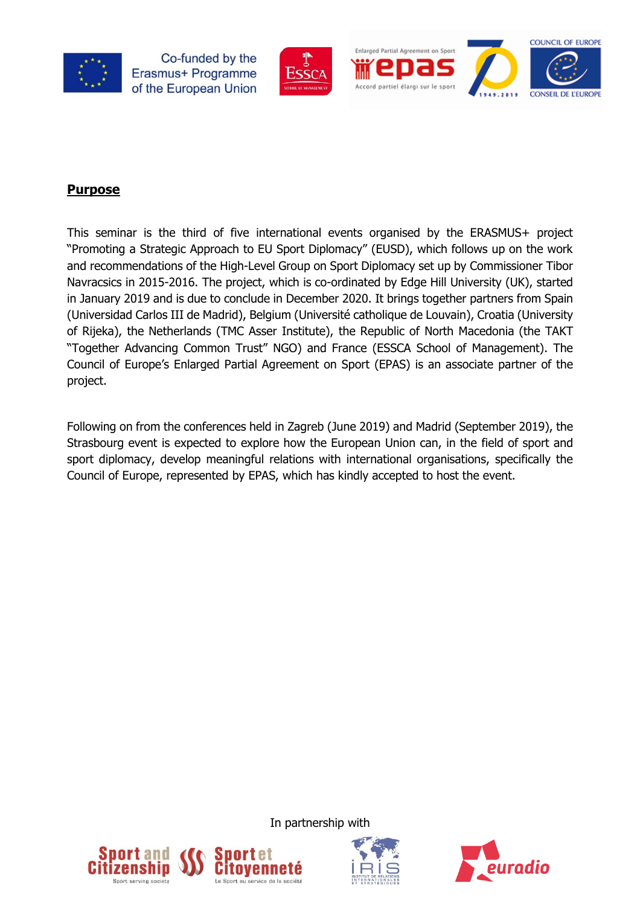Co-funded by the Erasmus+ Programme of the European Union

## Purpose

This seminar is the third of five international events organised by the ERASMUS+ project "Promoting a Strategic Approach to EU Sport Diplomacy" (EUSD), which follows up on the work and recommendations of the High-Level Group on Sport Diplomacy set up by Commissioner Tibor Navracsics in 2015-2016. The project, which is co-ordinated by Edge Hill University (UK), started in January 2019 and is due to conclude in December 2020. It brings together partners from Spain (Universidad Carlos III de Madrid), Belgium (Université catholique de Louvain), Croatia (University of Rijeka), the Netherlands (TMC Asser Institute), the Republic of North Macedonia (the TAKT "Together Advancing Common Trust" NGO) and France (ESSCA School of Management). The Council of Europe's Enlarged Partial Agreement on Sport (EPAS) is an associate partner of the project.

Following on from the conferences held in Zagreb (June 2019) and Madrid (September 2019), the Strasbourg event is expected to explore how the European Union can, in the field of sport and sport diplomacy, develop meaningful relations with international organisations, specifically the Council of Europe, represented by EPAS, which has kindly accepted to host the event.

In partnership with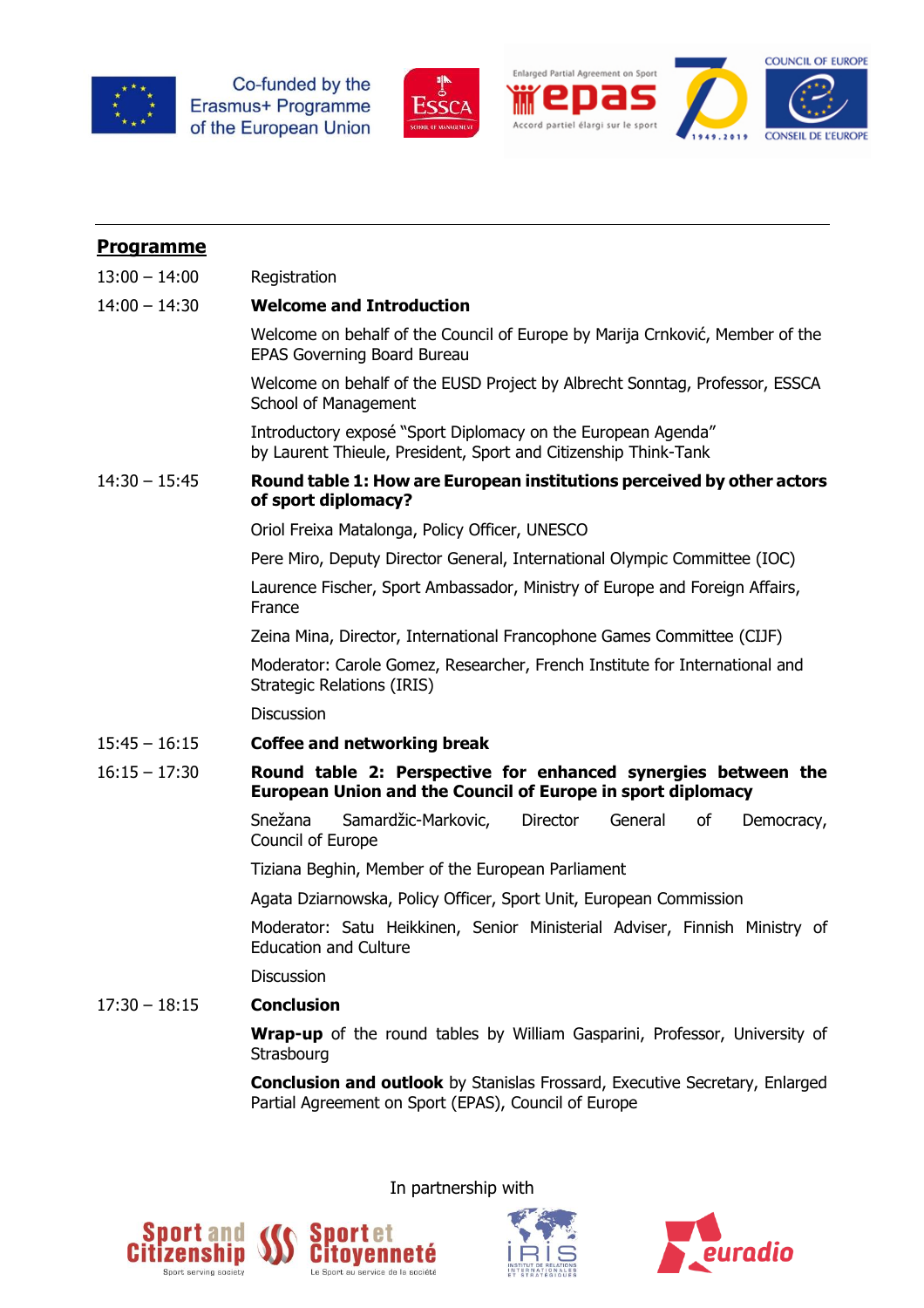Co-funded by the Erasmus+ Programme of the European Union

## Programme

| | |
|---|---|
| 13:00 – 14:00 | Registration |
| 14:00 – 14:30 | **Welcome and Introduction** |
| | Welcome on behalf of the Council of Europe by Marija Crnković, Member of the EPAS Governing Board Bureau |
| | Welcome on behalf of the EUSD Project by Albrecht Sonntag, Professor, ESSCA School of Management |
| | Introductory exposé "Sport Diplomacy on the European Agenda" by Laurent Thieule, President, Sport and Citizenship Think-Tank |
| 14:30 – 15:45 | **Round table 1: How are European institutions perceived by other actors of sport diplomacy?** |
| | Oriol Freixa Matalonga, Policy Officer, UNESCO |
| | Pere Miro, Deputy Director General, International Olympic Committee (IOC) |
| | Laurence Fischer, Sport Ambassador, Ministry of Europe and Foreign Affairs, France |
| | Zeina Mina, Director, International Francophone Games Committee (CIJF) |
| | Moderator: Carole Gomez, Researcher, French Institute for International and Strategic Relations (IRIS) |
| | Discussion |
| 15:45 – 16:15 | **Coffee and networking break** |
| 16:15 – 17:30 | **Round table 2: Perspective for enhanced synergies between the European Union and the Council of Europe in sport diplomacy** |
| | Snežana Samardžic-Markovic, Director General of Democracy, Council of Europe |
| | Tiziana Beghin, Member of the European Parliament |
| | Agata Dziarnowska, Policy Officer, Sport Unit, European Commission |
| | Moderator: Satu Heikkinen, Senior Ministerial Adviser, Finnish Ministry of Education and Culture |
| | Discussion |
| 17:30 – 18:15 | **Conclusion** |
| | **Wrap-up** of the round tables by William Gasparini, Professor, University of Strasbourg |
| | **Conclusion and outlook** by Stanislas Frossard, Executive Secretary, Enlarged Partial Agreement on Sport (EPAS), Council of Europe |

In partnership with